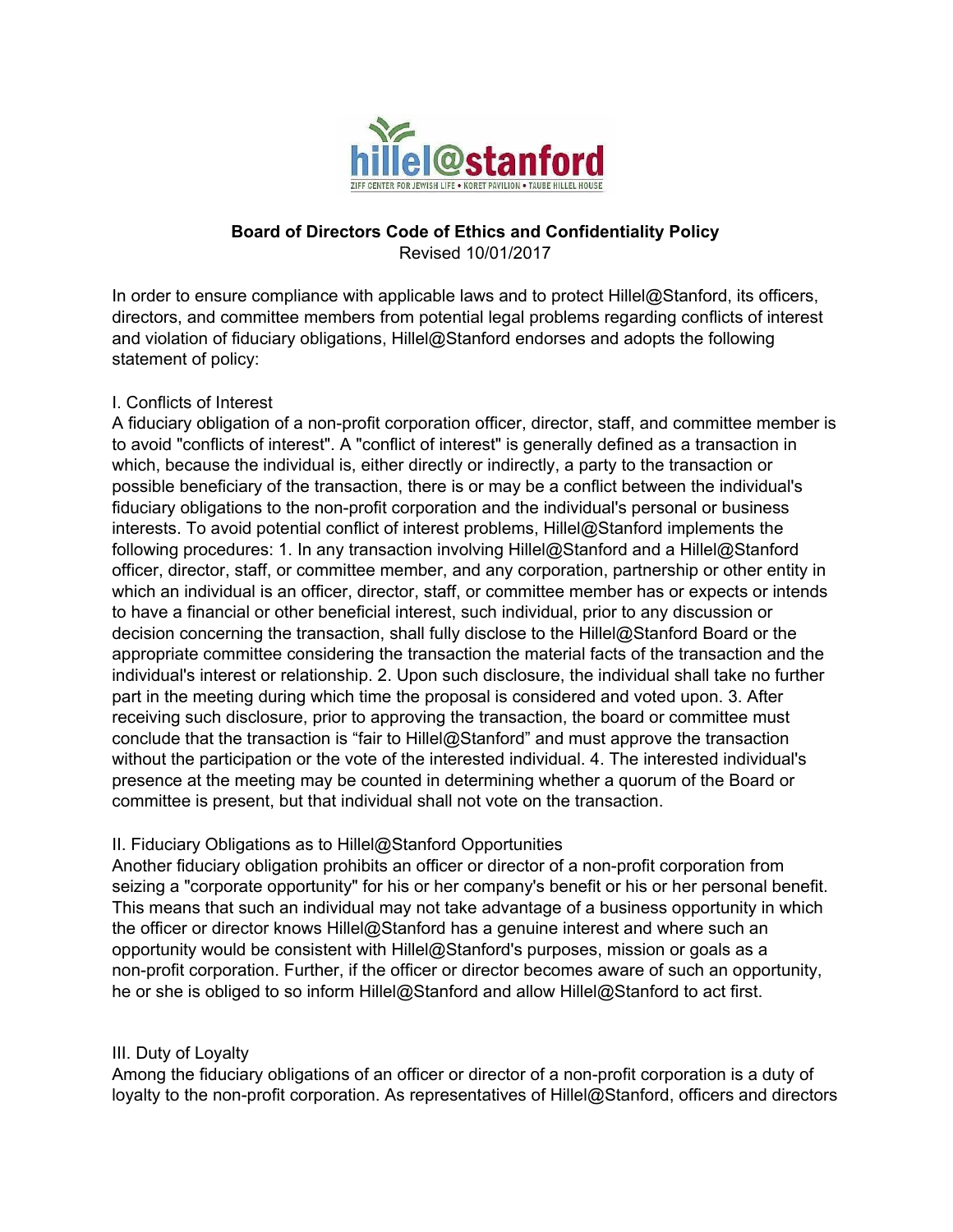**Board of Directors Code of Ethics and Confidentiality Policy**
Revised 10/01/2017

In order to ensure compliance with applicable laws and to protect Hillel@Stanford, its officers, directors, and committee members from potential legal problems regarding conflicts of interest and violation of fiduciary obligations, Hillel@Stanford endorses and adopts the following statement of policy:

I. Conflicts of Interest

A fiduciary obligation of a non-profit corporation officer, director, staff, and committee member is to avoid "conflicts of interest". A "conflict of interest" is generally defined as a transaction in which, because the individual is, either directly or indirectly, a party to the transaction or possible beneficiary of the transaction, there is or may be a conflict between the individual's fiduciary obligations to the non-profit corporation and the individual's personal or business interests. To avoid potential conflict of interest problems, Hillel@Stanford implements the following procedures: 1. In any transaction involving Hillel@Stanford and a Hillel@Stanford officer, director, staff, or committee member, and any corporation, partnership or other entity in which an individual is an officer, director, staff, or committee member has or expects or intends to have a financial or other beneficial interest, such individual, prior to any discussion or decision concerning the transaction, shall fully disclose to the Hillel@Stanford Board or the appropriate committee considering the transaction the material facts of the transaction and the individual's interest or relationship. 2. Upon such disclosure, the individual shall take no further part in the meeting during which time the proposal is considered and voted upon. 3. After receiving such disclosure, prior to approving the transaction, the board or committee must conclude that the transaction is "fair to Hillel@Stanford" and must approve the transaction without the participation or the vote of the interested individual. 4. The interested individual's presence at the meeting may be counted in determining whether a quorum of the Board or committee is present, but that individual shall not vote on the transaction.

II. Fiduciary Obligations as to Hillel@Stanford Opportunities

Another fiduciary obligation prohibits an officer or director of a non-profit corporation from seizing a "corporate opportunity" for his or her company's benefit or his or her personal benefit. This means that such an individual may not take advantage of a business opportunity in which the officer or director knows Hillel@Stanford has a genuine interest and where such an opportunity would be consistent with Hillel@Stanford's purposes, mission or goals as a non-profit corporation. Further, if the officer or director becomes aware of such an opportunity, he or she is obliged to so inform Hillel@Stanford and allow Hillel@Stanford to act first.

III. Duty of Loyalty

Among the fiduciary obligations of an officer or director of a non-profit corporation is a duty of loyalty to the non-profit corporation. As representatives of Hillel@Stanford, officers and directors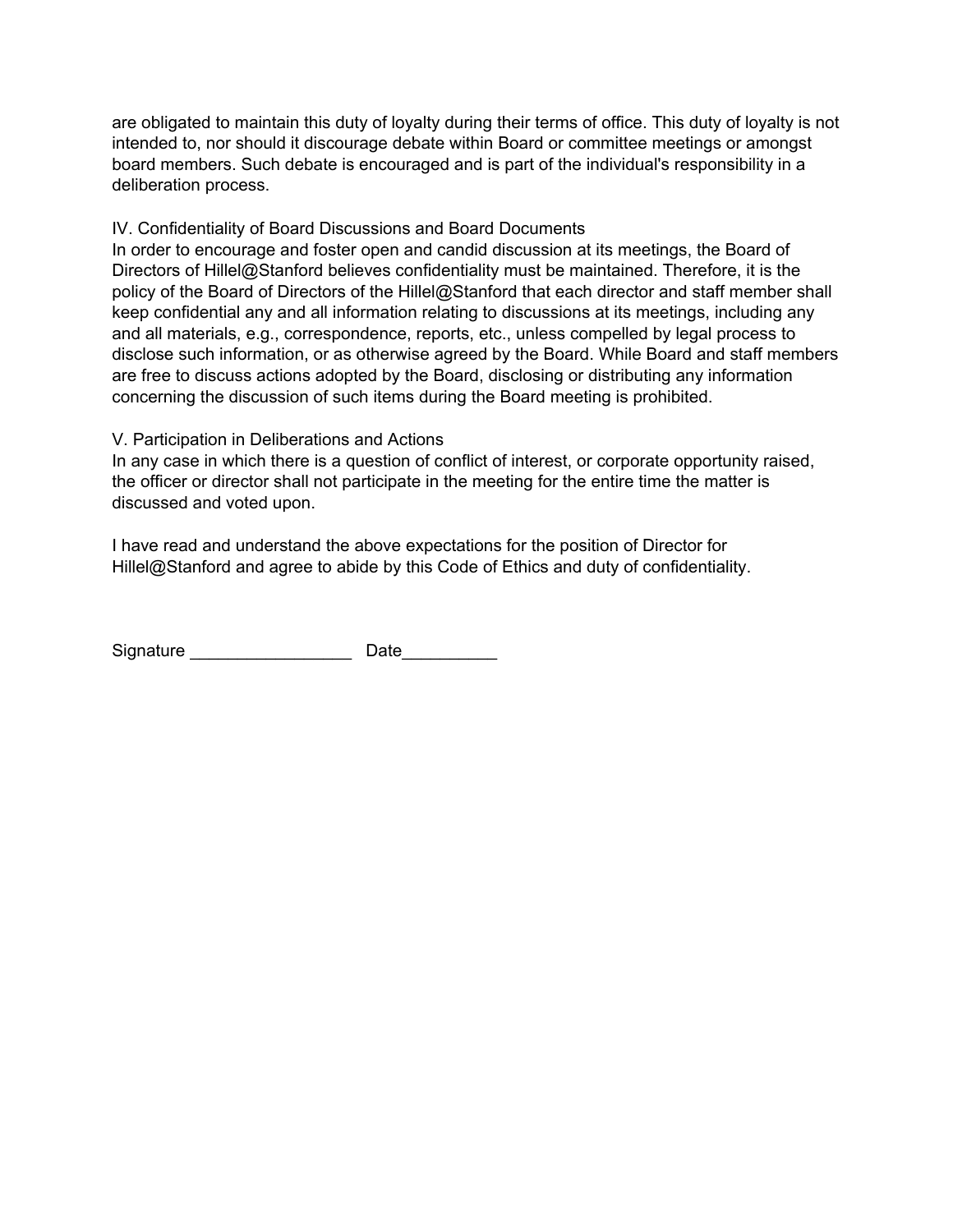are obligated to maintain this duty of loyalty during their terms of office. This duty of loyalty is not intended to, nor should it discourage debate within Board or committee meetings or amongst board members. Such debate is encouraged and is part of the individual's responsibility in a deliberation process.

## IV. Confidentiality of Board Discussions and Board Documents

In order to encourage and foster open and candid discussion at its meetings, the Board of Directors of Hillel@Stanford believes confidentiality must be maintained. Therefore, it is the policy of the Board of Directors of the Hillel@Stanford that each director and staff member shall keep confidential any and all information relating to discussions at its meetings, including any and all materials, e.g., correspondence, reports, etc., unless compelled by legal process to disclose such information, or as otherwise agreed by the Board. While Board and staff members are free to discuss actions adopted by the Board, disclosing or distributing any information concerning the discussion of such items during the Board meeting is prohibited.

## V. Participation in Deliberations and Actions

In any case in which there is a question of conflict of interest, or corporate opportunity raised, the officer or director shall not participate in the meeting for the entire time the matter is discussed and voted upon.

I have read and understand the above expectations for the position of Director for Hillel@Stanford and agree to abide by this Code of Ethics and duty of confidentiality.

Signature _________________ Date__________